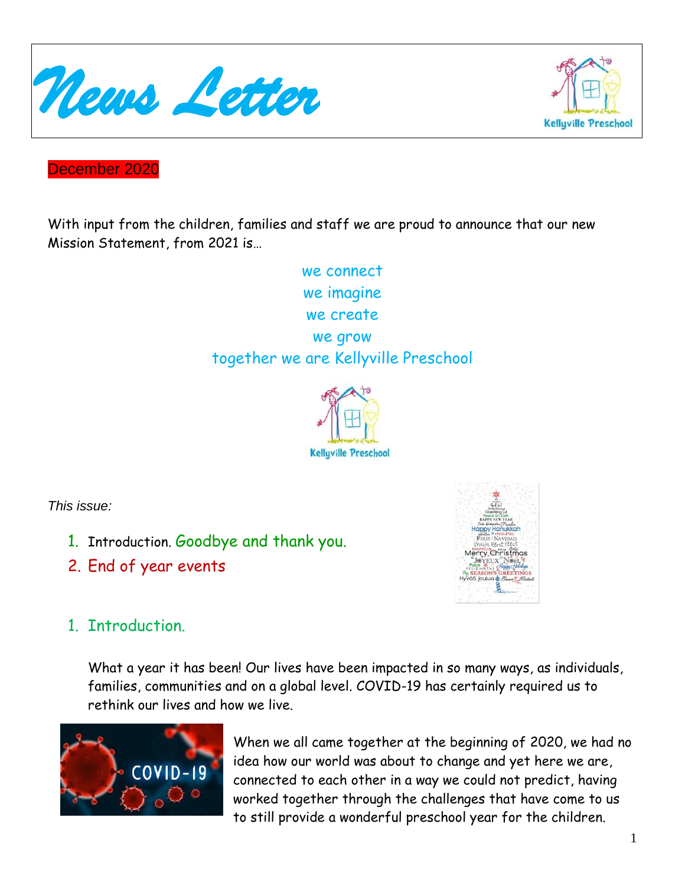# News Letter

December 2020

With input from the children, families and staff we are proud to announce that our new Mission Statement, from 2021 is…

we connect
we imagine
we create
we grow
together we are Kellyville Preschool

*This issue:*

1. Introduction. Goodbye and thank you.
2. End of year events

## 1. Introduction.

What a year it has been! Our lives have been impacted in so many ways, as individuals, families, communities and on a global level. COVID-19 has certainly required us to rethink our lives and how we live.

When we all came together at the beginning of 2020, we had no idea how our world was about to change and yet here we are, connected to each other in a way we could not predict, having worked together through the challenges that have come to us to still provide a wonderful preschool year for the children.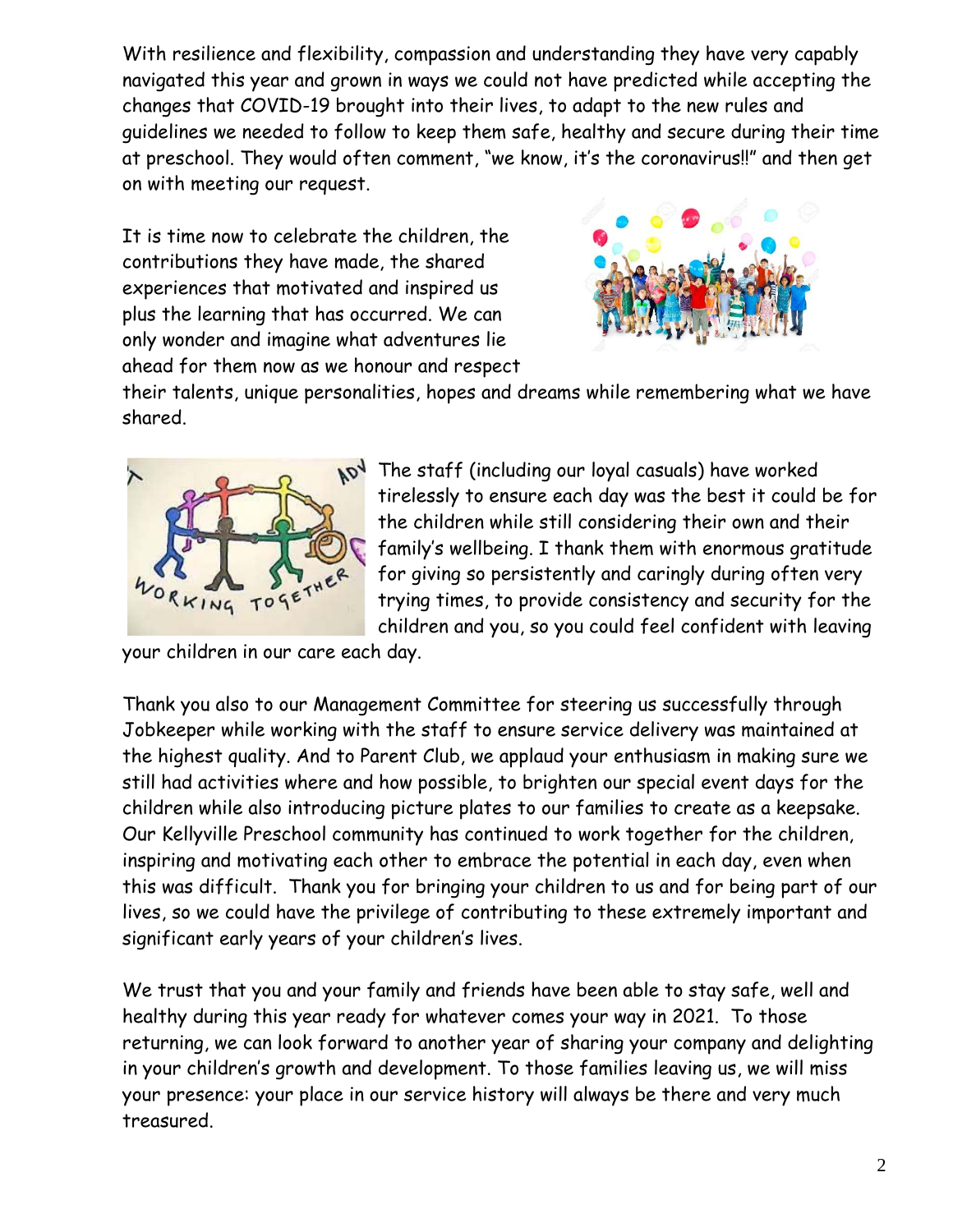With resilience and flexibility, compassion and understanding they have very capably navigated this year and grown in ways we could not have predicted while accepting the changes that COVID-19 brought into their lives, to adapt to the new rules and guidelines we needed to follow to keep them safe, healthy and secure during their time at preschool. They would often comment, "we know, it's the coronavirus!!" and then get on with meeting our request.

It is time now to celebrate the children, the contributions they have made, the shared experiences that motivated and inspired us plus the learning that has occurred. We can only wonder and imagine what adventures lie ahead for them now as we honour and respect their talents, unique personalities, hopes and dreams while remembering what we have shared.

The staff (including our loyal casuals) have worked tirelessly to ensure each day was the best it could be for the children while still considering their own and their family's wellbeing. I thank them with enormous gratitude for giving so persistently and caringly during often very trying times, to provide consistency and security for the children and you, so you could feel confident with leaving your children in our care each day.

Thank you also to our Management Committee for steering us successfully through Jobkeeper while working with the staff to ensure service delivery was maintained at the highest quality. And to Parent Club, we applaud your enthusiasm in making sure we still had activities where and how possible, to brighten our special event days for the children while also introducing picture plates to our families to create as a keepsake. Our Kellyville Preschool community has continued to work together for the children, inspiring and motivating each other to embrace the potential in each day, even when this was difficult. Thank you for bringing your children to us and for being part of our lives, so we could have the privilege of contributing to these extremely important and significant early years of your children's lives.

We trust that you and your family and friends have been able to stay safe, well and healthy during this year ready for whatever comes your way in 2021. To those returning, we can look forward to another year of sharing your company and delighting in your children's growth and development. To those families leaving us, we will miss your presence: your place in our service history will always be there and very much treasured.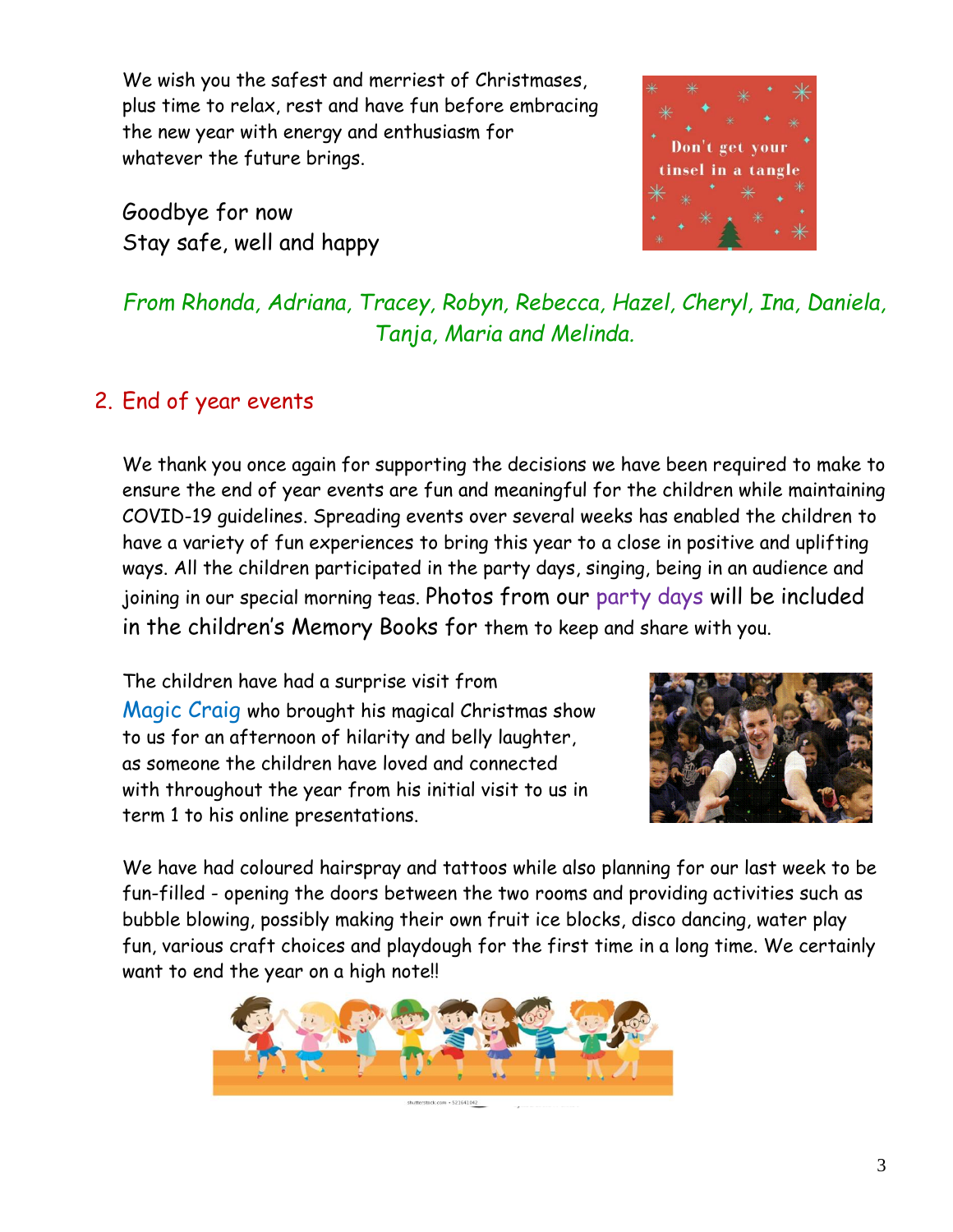We wish you the safest and merriest of Christmases, plus time to relax, rest and have fun before embracing the new year with energy and enthusiasm for whatever the future brings.

Goodbye for now
Stay safe, well and happy

*From Rhonda, Adriana, Tracey, Robyn, Rebecca, Hazel, Cheryl, Ina, Daniela, Tanja, Maria and Melinda.*

## 2. End of year events

We thank you once again for supporting the decisions we have been required to make to ensure the end of year events are fun and meaningful for the children while maintaining COVID-19 guidelines. Spreading events over several weeks has enabled the children to have a variety of fun experiences to bring this year to a close in positive and uplifting ways. All the children participated in the party days, singing, being in an audience and joining in our special morning teas. Photos from our party days will be included in the children's Memory Books for them to keep and share with you.

The children have had a surprise visit from Magic Craig who brought his magical Christmas show to us for an afternoon of hilarity and belly laughter, as someone the children have loved and connected with throughout the year from his initial visit to us in term 1 to his online presentations.

We have had coloured hairspray and tattoos while also planning for our last week to be fun-filled - opening the doors between the two rooms and providing activities such as bubble blowing, possibly making their own fruit ice blocks, disco dancing, water play fun, various craft choices and playdough for the first time in a long time. We certainly want to end the year on a high note!!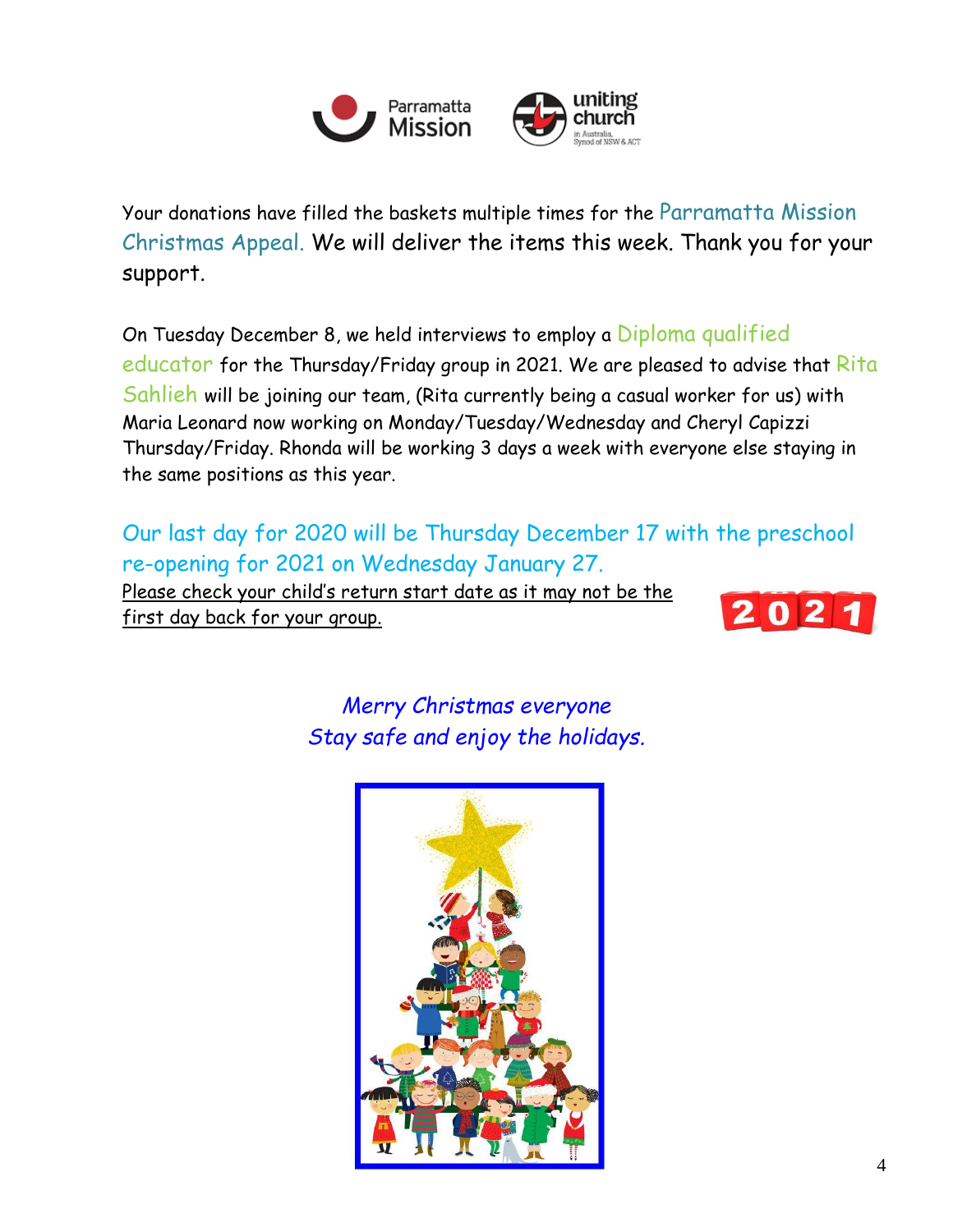Your donations have filled the baskets multiple times for the Parramatta Mission Christmas Appeal. We will deliver the items this week. Thank you for your support.

On Tuesday December 8, we held interviews to employ a Diploma qualified educator for the Thursday/Friday group in 2021. We are pleased to advise that Rita Sahlieh will be joining our team, (Rita currently being a casual worker for us) with Maria Leonard now working on Monday/Tuesday/Wednesday and Cheryl Capizzi Thursday/Friday. Rhonda will be working 3 days a week with everyone else staying in the same positions as this year.

Our last day for 2020 will be Thursday December 17 with the preschool re-opening for 2021 on Wednesday January 27.

Please check your child's return start date as it may not be the first day back for your group.

*Merry Christmas everyone*
*Stay safe and enjoy the holidays.*